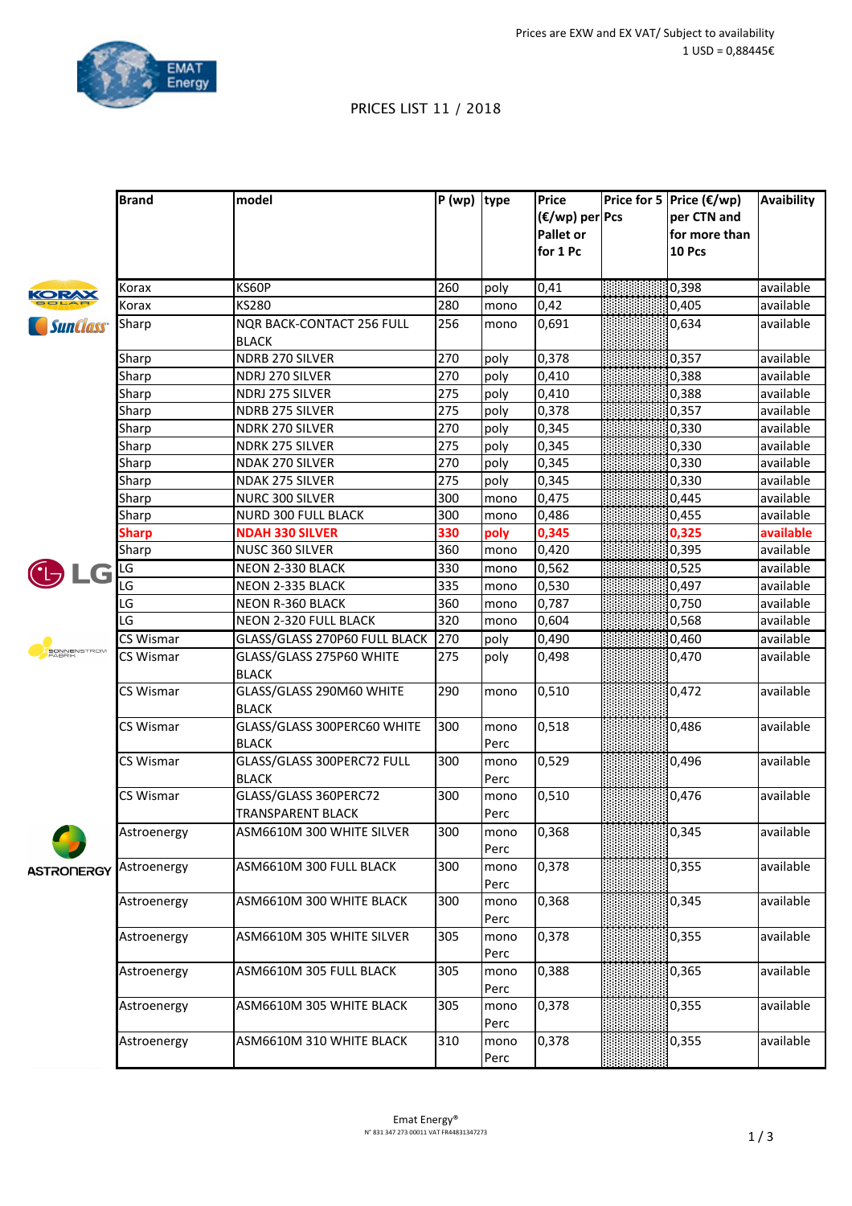Prices are EXW and EX VAT/ Subject to availability
1 USD = 0,88445€

PRICES LIST 11 / 2018

| Brand | model | P (wp) | type | Price (€/wp) per Pallet or for 1 Pc | Price for 5 Pcs | Price (€/wp) per CTN and for more than 10 Pcs | Avaibility |
|---|---|---|---|---|---|---|---|
| Korax | KS60P | 260 | poly | 0,41 | | 0,398 | available |
| Korax | KS280 | 280 | mono | 0,42 | | 0,405 | available |
| Sharp | NQR BACK-CONTACT 256 FULL BLACK | 256 | mono | 0,691 | | 0,634 | available |
| Sharp | NDRB 270 SILVER | 270 | poly | 0,378 | | 0,357 | available |
| Sharp | NDRJ 270 SILVER | 270 | poly | 0,410 | | 0,388 | available |
| Sharp | NDRJ 275 SILVER | 275 | poly | 0,410 | | 0,388 | available |
| Sharp | NDRB 275 SILVER | 275 | poly | 0,378 | | 0,357 | available |
| Sharp | NDRK 270 SILVER | 270 | poly | 0,345 | | 0,330 | available |
| Sharp | NDRK 275 SILVER | 275 | poly | 0,345 | | 0,330 | available |
| Sharp | NDAK 270 SILVER | 270 | poly | 0,345 | | 0,330 | available |
| Sharp | NDAK 275 SILVER | 275 | poly | 0,345 | | 0,330 | available |
| Sharp | NURC 300 SILVER | 300 | mono | 0,475 | | 0,445 | available |
| Sharp | NURD 300 FULL BLACK | 300 | mono | 0,486 | | 0,455 | available |
| **Sharp** | **NDAH 330 SILVER** | **330** | **poly** | **0,345** | | **0,325** | **available** |
| Sharp | NUSC 360 SILVER | 360 | mono | 0,420 | | 0,395 | available |
| LG | NEON 2-330 BLACK | 330 | mono | 0,562 | | 0,525 | available |
| LG | NEON 2-335 BLACK | 335 | mono | 0,530 | | 0,497 | available |
| LG | NEON R-360 BLACK | 360 | mono | 0,787 | | 0,750 | available |
| LG | NEON 2-320 FULL BLACK | 320 | mono | 0,604 | | 0,568 | available |
| CS Wismar | GLASS/GLASS 270P60 FULL BLACK | 270 | poly | 0,490 | | 0,460 | available |
| CS Wismar | GLASS/GLASS 275P60 WHITE BLACK | 275 | poly | 0,498 | | 0,470 | available |
| CS Wismar | GLASS/GLASS 290M60 WHITE BLACK | 290 | mono | 0,510 | | 0,472 | available |
| CS Wismar | GLASS/GLASS 300PERC60 WHITE BLACK | 300 | mono Perc | 0,518 | | 0,486 | available |
| CS Wismar | GLASS/GLASS 300PERC72 FULL BLACK | 300 | mono Perc | 0,529 | | 0,496 | available |
| CS Wismar | GLASS/GLASS 360PERC72 TRANSPARENT BLACK | 300 | mono Perc | 0,510 | | 0,476 | available |
| Astroenergy | ASM6610M 300 WHITE SILVER | 300 | mono Perc | 0,368 | | 0,345 | available |
| Astroenergy | ASM6610M 300 FULL BLACK | 300 | mono Perc | 0,378 | | 0,355 | available |
| Astroenergy | ASM6610M 300 WHITE BLACK | 300 | mono Perc | 0,368 | | 0,345 | available |
| Astroenergy | ASM6610M 305 WHITE SILVER | 305 | mono Perc | 0,378 | | 0,355 | available |
| Astroenergy | ASM6610M 305 FULL BLACK | 305 | mono Perc | 0,388 | | 0,365 | available |
| Astroenergy | ASM6610M 305 WHITE BLACK | 305 | mono Perc | 0,378 | | 0,355 | available |
| Astroenergy | ASM6610M 310 WHITE BLACK | 310 | mono Perc | 0,378 | | 0,355 | available |

Emat Energy®
N° 831 347 273 00011 VAT FR44831347273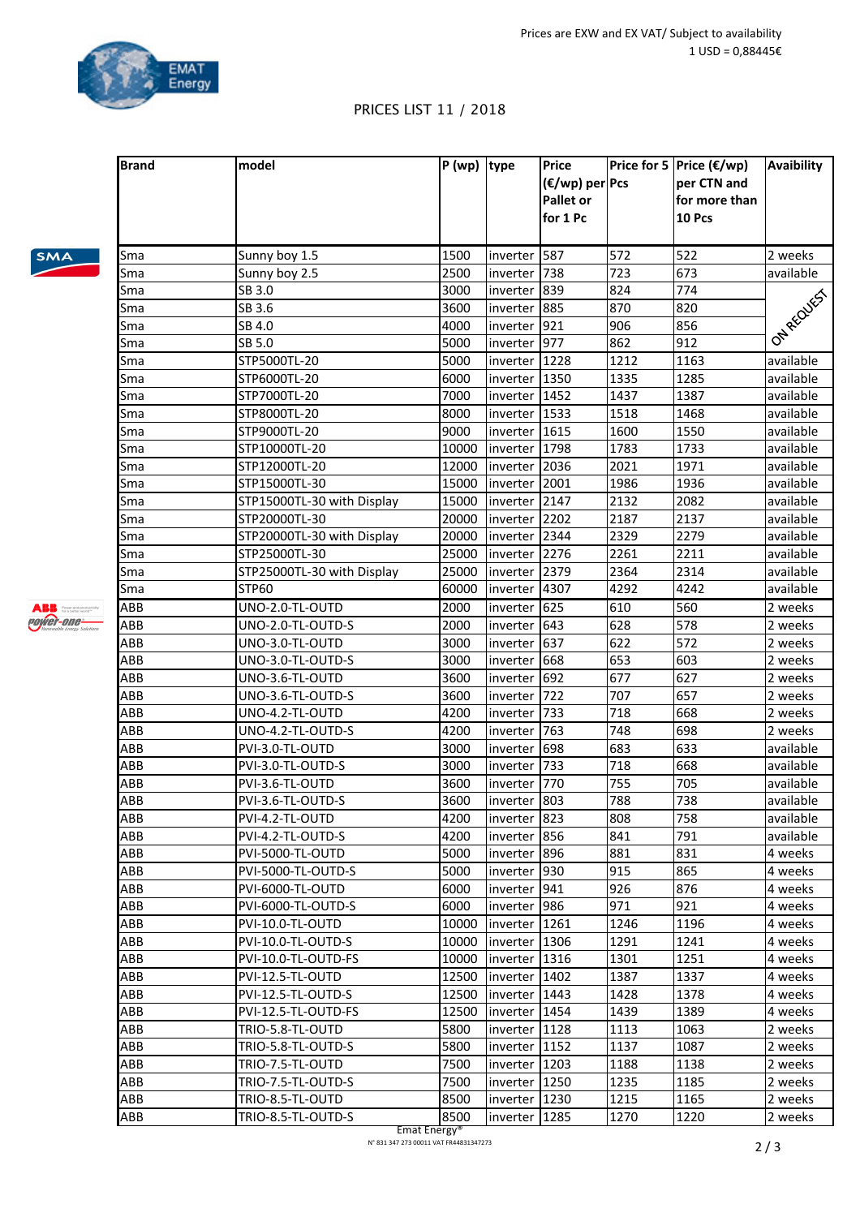Prices are EXW and EX VAT/ Subject to availability
1 USD = 0,88445€

EMAT Energy

PRICES LIST 11 / 2018

| Brand | model | P (wp) | type | Price (€/wp) per Pallet or for 1 Pc | Price for 5 Pcs | Price (€/wp) per CTN and for more than 10 Pcs | Avaibility |
|---|---|---|---|---|---|---|---|
| Sma | Sunny boy 1.5 | 1500 | inverter | 587 | 572 | 522 | 2 weeks |
| Sma | Sunny boy 2.5 | 2500 | inverter | 738 | 723 | 673 | available |
| Sma | SB 3.0 | 3000 | inverter | 839 | 824 | 774 | ON REQUEST |
| Sma | SB 3.6 | 3600 | inverter | 885 | 870 | 820 | |
| Sma | SB 4.0 | 4000 | inverter | 921 | 906 | 856 | |
| Sma | SB 5.0 | 5000 | inverter | 977 | 862 | 912 | |
| Sma | STP5000TL-20 | 5000 | inverter | 1228 | 1212 | 1163 | available |
| Sma | STP6000TL-20 | 6000 | inverter | 1350 | 1335 | 1285 | available |
| Sma | STP7000TL-20 | 7000 | inverter | 1452 | 1437 | 1387 | available |
| Sma | STP8000TL-20 | 8000 | inverter | 1533 | 1518 | 1468 | available |
| Sma | STP9000TL-20 | 9000 | inverter | 1615 | 1600 | 1550 | available |
| Sma | STP10000TL-20 | 10000 | inverter | 1798 | 1783 | 1733 | available |
| Sma | STP12000TL-20 | 12000 | inverter | 2036 | 2021 | 1971 | available |
| Sma | STP15000TL-30 | 15000 | inverter | 2001 | 1986 | 1936 | available |
| Sma | STP15000TL-30 with Display | 15000 | inverter | 2147 | 2132 | 2082 | available |
| Sma | STP20000TL-30 | 20000 | inverter | 2202 | 2187 | 2137 | available |
| Sma | STP20000TL-30 with Display | 20000 | inverter | 2344 | 2329 | 2279 | available |
| Sma | STP25000TL-30 | 25000 | inverter | 2276 | 2261 | 2211 | available |
| Sma | STP25000TL-30 with Display | 25000 | inverter | 2379 | 2364 | 2314 | available |
| Sma | STP60 | 60000 | inverter | 4307 | 4292 | 4242 | available |
| ABB | UNO-2.0-TL-OUTD | 2000 | inverter | 625 | 610 | 560 | 2 weeks |
| ABB | UNO-2.0-TL-OUTD-S | 2000 | inverter | 643 | 628 | 578 | 2 weeks |
| ABB | UNO-3.0-TL-OUTD | 3000 | inverter | 637 | 622 | 572 | 2 weeks |
| ABB | UNO-3.0-TL-OUTD-S | 3000 | inverter | 668 | 653 | 603 | 2 weeks |
| ABB | UNO-3.6-TL-OUTD | 3600 | inverter | 692 | 677 | 627 | 2 weeks |
| ABB | UNO-3.6-TL-OUTD-S | 3600 | inverter | 722 | 707 | 657 | 2 weeks |
| ABB | UNO-4.2-TL-OUTD | 4200 | inverter | 733 | 718 | 668 | 2 weeks |
| ABB | UNO-4.2-TL-OUTD-S | 4200 | inverter | 763 | 748 | 698 | 2 weeks |
| ABB | PVI-3.0-TL-OUTD | 3000 | inverter | 698 | 683 | 633 | available |
| ABB | PVI-3.0-TL-OUTD-S | 3000 | inverter | 733 | 718 | 668 | available |
| ABB | PVI-3.6-TL-OUTD | 3600 | inverter | 770 | 755 | 705 | available |
| ABB | PVI-3.6-TL-OUTD-S | 3600 | inverter | 803 | 788 | 738 | available |
| ABB | PVI-4.2-TL-OUTD | 4200 | inverter | 823 | 808 | 758 | available |
| ABB | PVI-4.2-TL-OUTD-S | 4200 | inverter | 856 | 841 | 791 | available |
| ABB | PVI-5000-TL-OUTD | 5000 | inverter | 896 | 881 | 831 | 4 weeks |
| ABB | PVI-5000-TL-OUTD-S | 5000 | inverter | 930 | 915 | 865 | 4 weeks |
| ABB | PVI-6000-TL-OUTD | 6000 | inverter | 941 | 926 | 876 | 4 weeks |
| ABB | PVI-6000-TL-OUTD-S | 6000 | inverter | 986 | 971 | 921 | 4 weeks |
| ABB | PVI-10.0-TL-OUTD | 10000 | inverter | 1261 | 1246 | 1196 | 4 weeks |
| ABB | PVI-10.0-TL-OUTD-S | 10000 | inverter | 1306 | 1291 | 1241 | 4 weeks |
| ABB | PVI-10.0-TL-OUTD-FS | 10000 | inverter | 1316 | 1301 | 1251 | 4 weeks |
| ABB | PVI-12.5-TL-OUTD | 12500 | inverter | 1402 | 1387 | 1337 | 4 weeks |
| ABB | PVI-12.5-TL-OUTD-S | 12500 | inverter | 1443 | 1428 | 1378 | 4 weeks |
| ABB | PVI-12.5-TL-OUTD-FS | 12500 | inverter | 1454 | 1439 | 1389 | 4 weeks |
| ABB | TRIO-5.8-TL-OUTD | 5800 | inverter | 1128 | 1113 | 1063 | 2 weeks |
| ABB | TRIO-5.8-TL-OUTD-S | 5800 | inverter | 1152 | 1137 | 1087 | 2 weeks |
| ABB | TRIO-7.5-TL-OUTD | 7500 | inverter | 1203 | 1188 | 1138 | 2 weeks |
| ABB | TRIO-7.5-TL-OUTD-S | 7500 | inverter | 1250 | 1235 | 1185 | 2 weeks |
| ABB | TRIO-8.5-TL-OUTD | 8500 | inverter | 1230 | 1215 | 1165 | 2 weeks |
| ABB | TRIO-8.5-TL-OUTD-S | 8500 | inverter | 1285 | 1270 | 1220 | 2 weeks |

Emat Energy®
N° 831 347 273 00011 VAT FR44831347273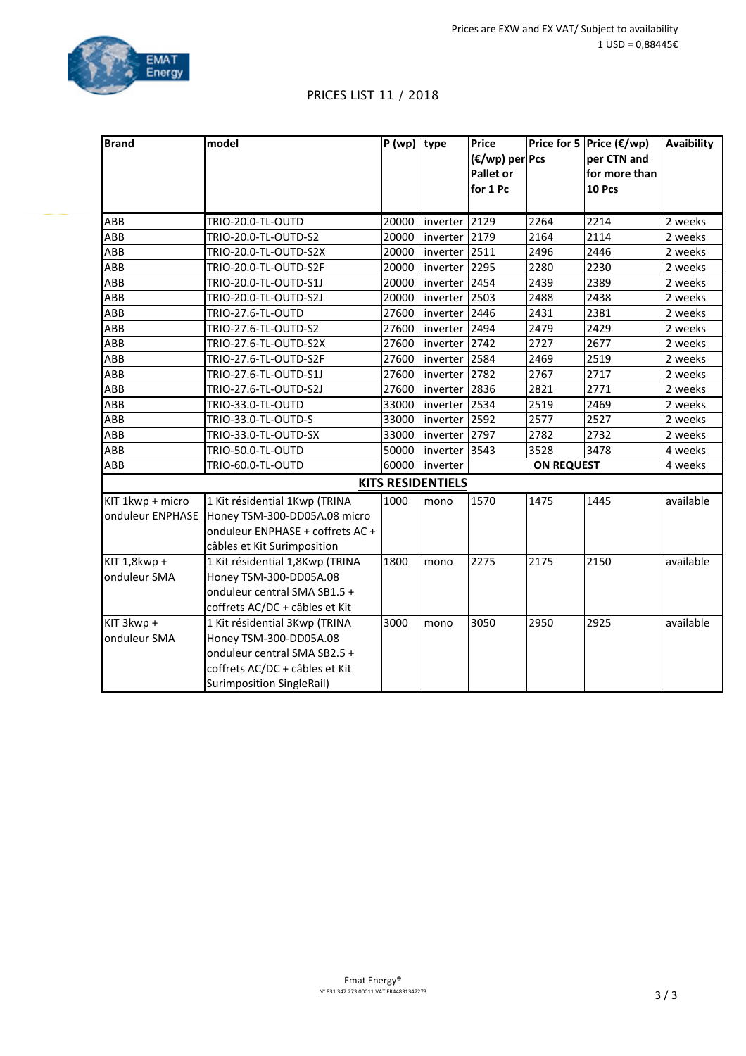Prices are EXW and EX VAT/ Subject to availability
1 USD = 0,88445€

PRICES LIST 11 / 2018

| Brand | model | P (wp) | type | Price (€/wp) per Pallet or for 1 Pc | Price for 5 Pcs | Price (€/wp) per CTN and for more than 10 Pcs | Avaibility |
|---|---|---|---|---|---|---|---|
| ABB | TRIO-20.0-TL-OUTD | 20000 | inverter | 2129 | 2264 | 2214 | 2 weeks |
| ABB | TRIO-20.0-TL-OUTD-S2 | 20000 | inverter | 2179 | 2164 | 2114 | 2 weeks |
| ABB | TRIO-20.0-TL-OUTD-S2X | 20000 | inverter | 2511 | 2496 | 2446 | 2 weeks |
| ABB | TRIO-20.0-TL-OUTD-S2F | 20000 | inverter | 2295 | 2280 | 2230 | 2 weeks |
| ABB | TRIO-20.0-TL-OUTD-S1J | 20000 | inverter | 2454 | 2439 | 2389 | 2 weeks |
| ABB | TRIO-20.0-TL-OUTD-S2J | 20000 | inverter | 2503 | 2488 | 2438 | 2 weeks |
| ABB | TRIO-27.6-TL-OUTD | 27600 | inverter | 2446 | 2431 | 2381 | 2 weeks |
| ABB | TRIO-27.6-TL-OUTD-S2 | 27600 | inverter | 2494 | 2479 | 2429 | 2 weeks |
| ABB | TRIO-27.6-TL-OUTD-S2X | 27600 | inverter | 2742 | 2727 | 2677 | 2 weeks |
| ABB | TRIO-27.6-TL-OUTD-S2F | 27600 | inverter | 2584 | 2469 | 2519 | 2 weeks |
| ABB | TRIO-27.6-TL-OUTD-S1J | 27600 | inverter | 2782 | 2767 | 2717 | 2 weeks |
| ABB | TRIO-27.6-TL-OUTD-S2J | 27600 | inverter | 2836 | 2821 | 2771 | 2 weeks |
| ABB | TRIO-33.0-TL-OUTD | 33000 | inverter | 2534 | 2519 | 2469 | 2 weeks |
| ABB | TRIO-33.0-TL-OUTD-S | 33000 | inverter | 2592 | 2577 | 2527 | 2 weeks |
| ABB | TRIO-33.0-TL-OUTD-SX | 33000 | inverter | 2797 | 2782 | 2732 | 2 weeks |
| ABB | TRIO-50.0-TL-OUTD | 50000 | inverter | 3543 | 3528 | 3478 | 4 weeks |
| ABB | TRIO-60.0-TL-OUTD | 60000 | inverter | | **ON REQUEST** | | 4 weeks |
| | | **KITS RESIDENTIELS** | | | | | |
| KIT 1kwp + micro onduleur ENPHASE | 1 Kit résidential 1Kwp (TRINA Honey TSM-300-DD05A.08 micro onduleur ENPHASE + coffrets AC + câbles et Kit Surimposition | 1000 | mono | 1570 | 1475 | 1445 | available |
| KIT 1,8kwp + onduleur SMA | 1 Kit résidential 1,8Kwp (TRINA Honey TSM-300-DD05A.08 onduleur central SMA SB1.5 + coffrets AC/DC + câbles et Kit | 1800 | mono | 2275 | 2175 | 2150 | available |
| KIT 3kwp + onduleur SMA | 1 Kit résidential 3Kwp (TRINA Honey TSM-300-DD05A.08 onduleur central SMA SB2.5 + coffrets AC/DC + câbles et Kit Surimposition SingleRail) | 3000 | mono | 3050 | 2950 | 2925 | available |

Emat Energy®
N° 831 347 273 00011 VAT FR44831347273